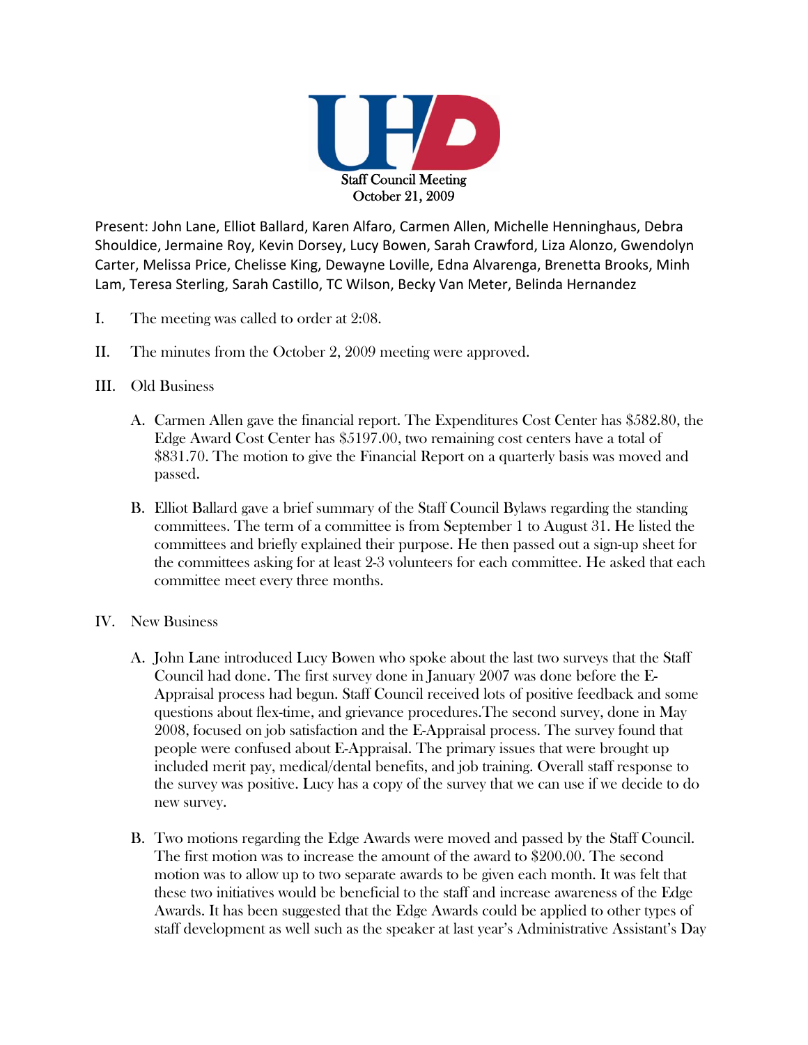UHD

Staff Council Meeting
October 21, 2009

Present: John Lane, Elliot Ballard, Karen Alfaro, Carmen Allen, Michelle Henninghaus, Debra Shouldice, Jermaine Roy, Kevin Dorsey, Lucy Bowen, Sarah Crawford, Liza Alonzo, Gwendolyn Carter, Melissa Price, Chelisse King, Dewayne Loville, Edna Alvarenga, Brenetta Brooks, Minh Lam, Teresa Sterling, Sarah Castillo, TC Wilson, Becky Van Meter, Belinda Hernandez

I. The meeting was called to order at 2:08.

II. The minutes from the October 2, 2009 meeting were approved.

III. Old Business

   A. Carmen Allen gave the financial report. The Expenditures Cost Center has $582.80, the Edge Award Cost Center has $5197.00, two remaining cost centers have a total of $831.70. The motion to give the Financial Report on a quarterly basis was moved and passed.

   B. Elliot Ballard gave a brief summary of the Staff Council Bylaws regarding the standing committees. The term of a committee is from September 1 to August 31. He listed the committees and briefly explained their purpose. He then passed out a sign-up sheet for the committees asking for at least 2-3 volunteers for each committee. He asked that each committee meet every three months.

IV. New Business

   A. John Lane introduced Lucy Bowen who spoke about the last two surveys that the Staff Council had done. The first survey done in January 2007 was done before the E-Appraisal process had begun. Staff Council received lots of positive feedback and some questions about flex-time, and grievance procedures.The second survey, done in May 2008, focused on job satisfaction and the E-Appraisal process. The survey found that people were confused about E-Appraisal. The primary issues that were brought up included merit pay, medical/dental benefits, and job training. Overall staff response to the survey was positive. Lucy has a copy of the survey that we can use if we decide to do new survey.

   B. Two motions regarding the Edge Awards were moved and passed by the Staff Council. The first motion was to increase the amount of the award to $200.00. The second motion was to allow up to two separate awards to be given each month. It was felt that these two initiatives would be beneficial to the staff and increase awareness of the Edge Awards. It has been suggested that the Edge Awards could be applied to other types of staff development as well such as the speaker at last year's Administrative Assistant's Day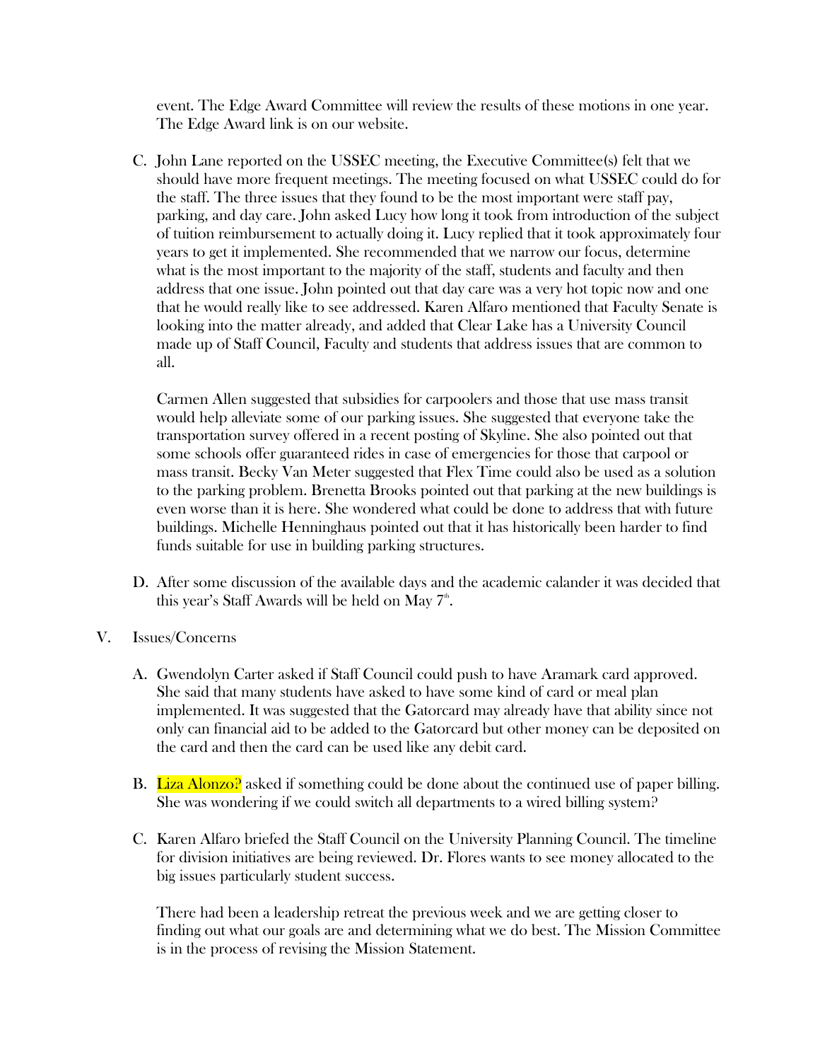event. The Edge Award Committee will review the results of these motions in one year. The Edge Award link is on our website.

C. John Lane reported on the USSEC meeting, the Executive Committee(s) felt that we should have more frequent meetings. The meeting focused on what USSEC could do for the staff. The three issues that they found to be the most important were staff pay, parking, and day care. John asked Lucy how long it took from introduction of the subject of tuition reimbursement to actually doing it. Lucy replied that it took approximately four years to get it implemented. She recommended that we narrow our focus, determine what is the most important to the majority of the staff, students and faculty and then address that one issue. John pointed out that day care was a very hot topic now and one that he would really like to see addressed. Karen Alfaro mentioned that Faculty Senate is looking into the matter already, and added that Clear Lake has a University Council made up of Staff Council, Faculty and students that address issues that are common to all.

   Carmen Allen suggested that subsidies for carpoolers and those that use mass transit would help alleviate some of our parking issues. She suggested that everyone take the transportation survey offered in a recent posting of Skyline. She also pointed out that some schools offer guaranteed rides in case of emergencies for those that carpool or mass transit. Becky Van Meter suggested that Flex Time could also be used as a solution to the parking problem. Brenetta Brooks pointed out that parking at the new buildings is even worse than it is here. She wondered what could be done to address that with future buildings. Michelle Henninghaus pointed out that it has historically been harder to find funds suitable for use in building parking structures.

D. After some discussion of the available days and the academic calander it was decided that this year's Staff Awards will be held on May 7th.

V. Issues/Concerns

A. Gwendolyn Carter asked if Staff Council could push to have Aramark card approved. She said that many students have asked to have some kind of card or meal plan implemented. It was suggested that the Gatorcard may already have that ability since not only can financial aid to be added to the Gatorcard but other money can be deposited on the card and then the card can be used like any debit card.

B. Liza Alonzo? asked if something could be done about the continued use of paper billing. She was wondering if we could switch all departments to a wired billing system?

C. Karen Alfaro briefed the Staff Council on the University Planning Council. The timeline for division initiatives are being reviewed. Dr. Flores wants to see money allocated to the big issues particularly student success.

   There had been a leadership retreat the previous week and we are getting closer to finding out what our goals are and determining what we do best. The Mission Committee is in the process of revising the Mission Statement.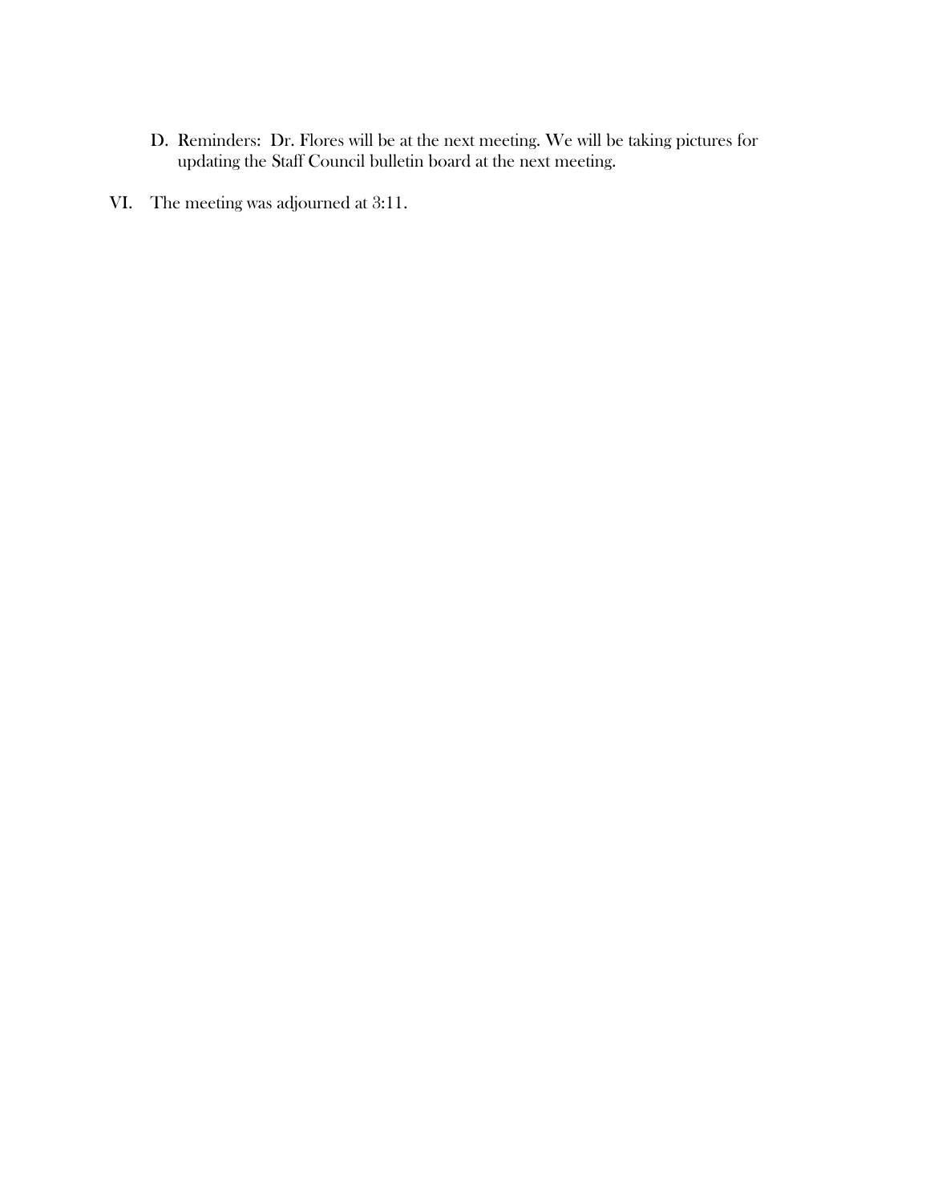D. Reminders: Dr. Flores will be at the next meeting. We will be taking pictures for updating the Staff Council bulletin board at the next meeting.

VI. The meeting was adjourned at 3:11.